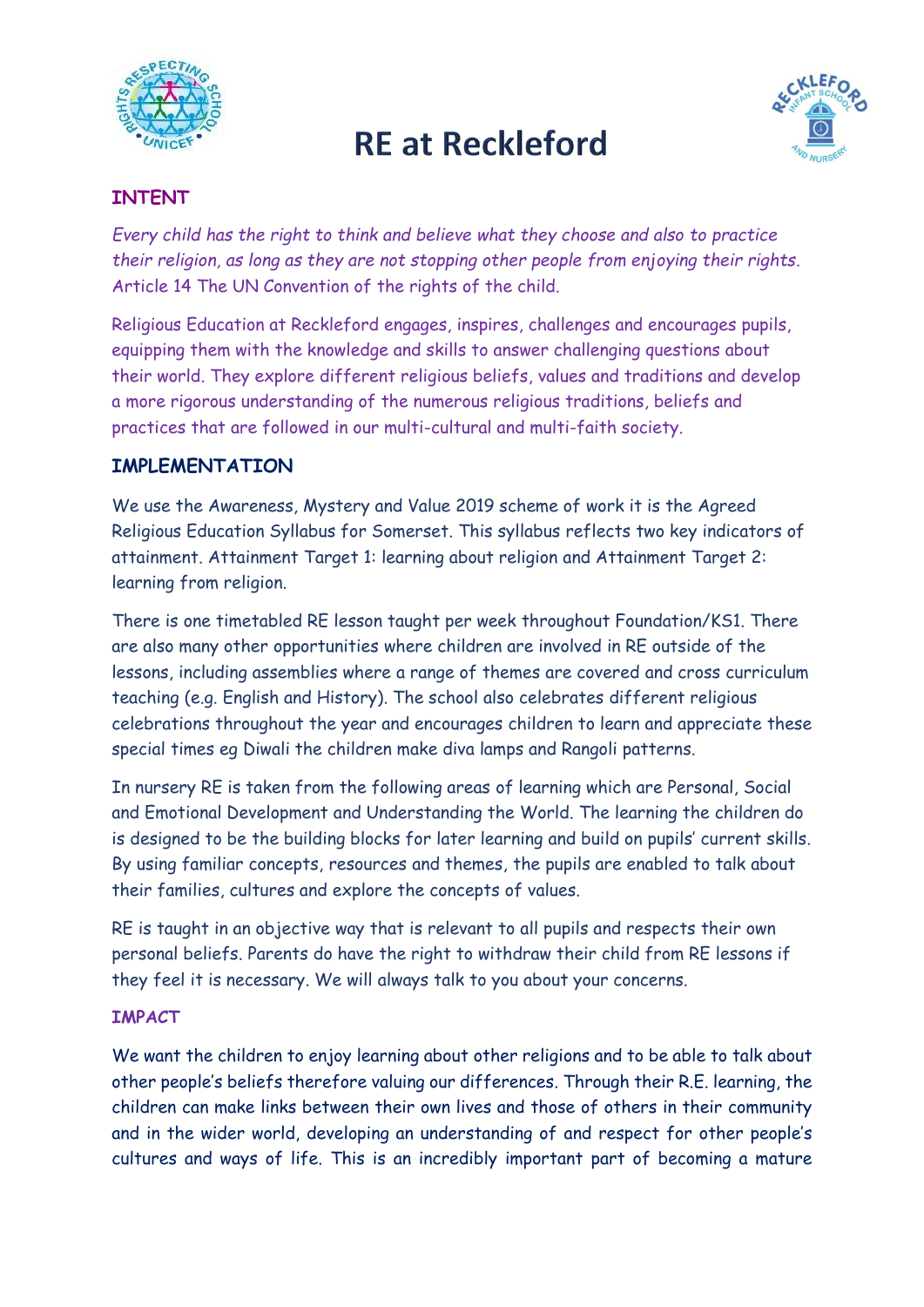# RE at Reckleford

## INTENT

*Every child has the right to think and believe what they choose and also to practice their religion, as long as they are not stopping other people from enjoying their rights.* Article 14 The UN Convention of the rights of the child.

Religious Education at Reckleford engages, inspires, challenges and encourages pupils, equipping them with the knowledge and skills to answer challenging questions about their world. They explore different religious beliefs, values and traditions and develop a more rigorous understanding of the numerous religious traditions, beliefs and practices that are followed in our multi-cultural and multi-faith society.

## IMPLEMENTATION

We use the Awareness, Mystery and Value 2019 scheme of work it is the Agreed Religious Education Syllabus for Somerset. This syllabus reflects two key indicators of attainment. Attainment Target 1: learning about religion and Attainment Target 2: learning from religion.

There is one timetabled RE lesson taught per week throughout Foundation/KS1. There are also many other opportunities where children are involved in RE outside of the lessons, including assemblies where a range of themes are covered and cross curriculum teaching (e.g. English and History). The school also celebrates different religious celebrations throughout the year and encourages children to learn and appreciate these special times eg Diwali the children make diva lamps and Rangoli patterns.

In nursery RE is taken from the following areas of learning which are Personal, Social and Emotional Development and Understanding the World. The learning the children do is designed to be the building blocks for later learning and build on pupils' current skills. By using familiar concepts, resources and themes, the pupils are enabled to talk about their families, cultures and explore the concepts of values.

RE is taught in an objective way that is relevant to all pupils and respects their own personal beliefs. Parents do have the right to withdraw their child from RE lessons if they feel it is necessary. We will always talk to you about your concerns.

## IMPACT

We want the children to enjoy learning about other religions and to be able to talk about other people's beliefs therefore valuing our differences. Through their R.E. learning, the children can make links between their own lives and those of others in their community and in the wider world, developing an understanding of and respect for other people's cultures and ways of life. This is an incredibly important part of becoming a mature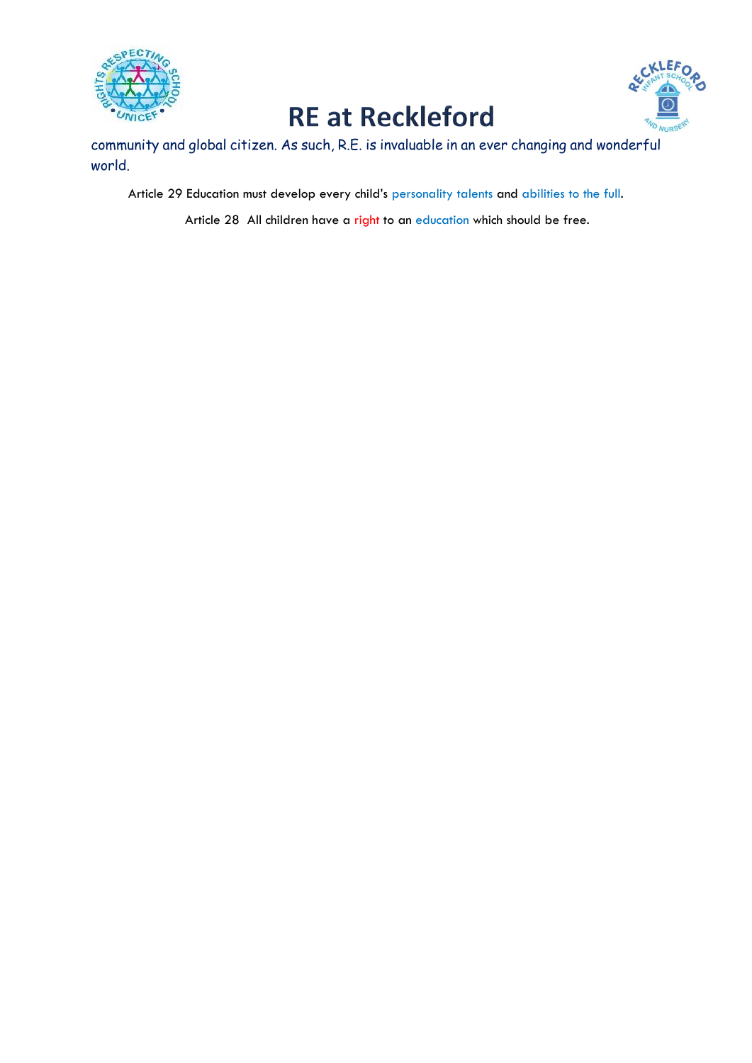# RE at Reckleford

community and global citizen. As such, R.E. is invaluable in an ever changing and wonderful world.

Article 29 Education must develop every child's personality talents and abilities to the full.

Article 28 All children have a right to an education which should be free.